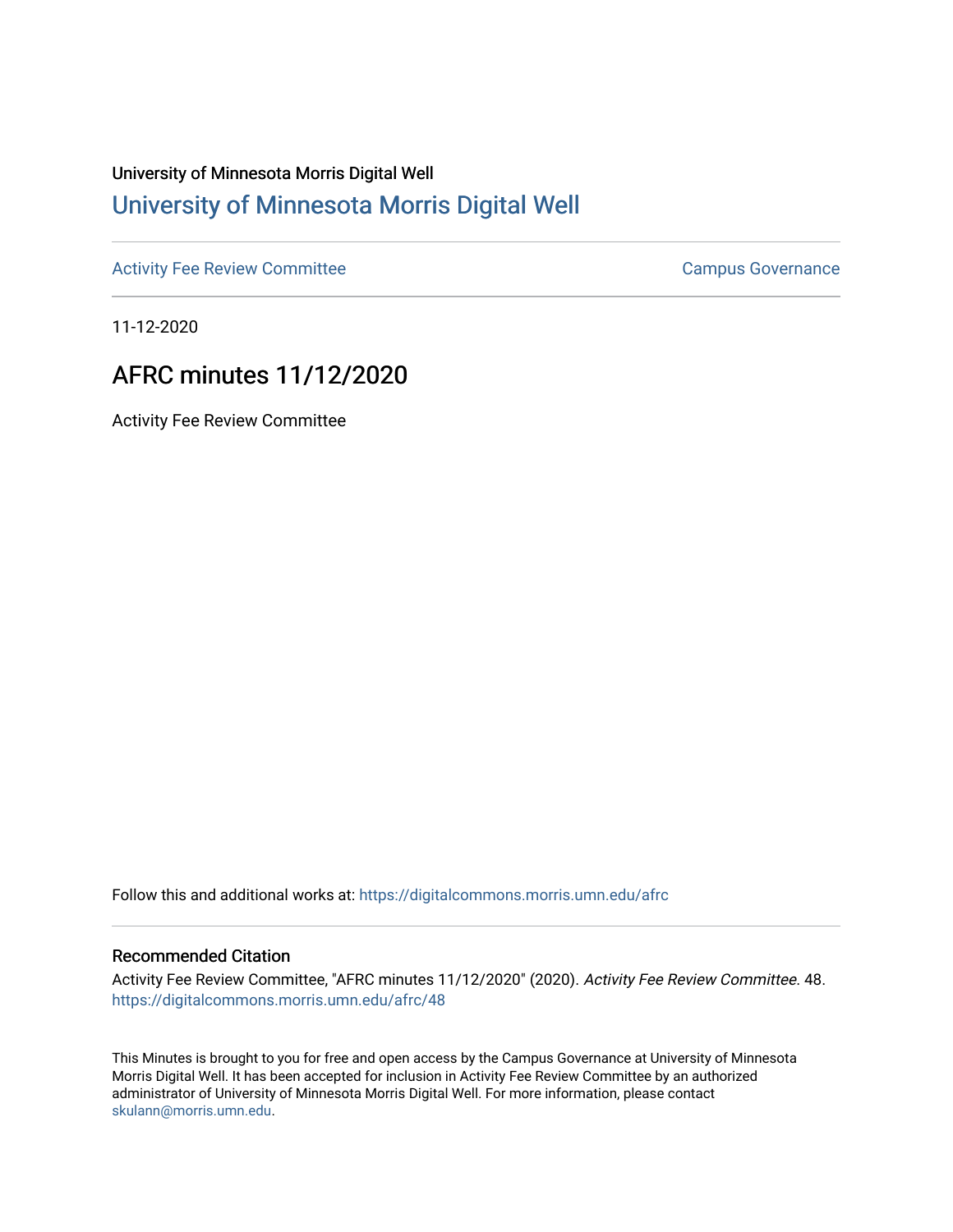University of Minnesota Morris Digital Well

# University of Minnesota Morris Digital Well

Activity Fee Review Committee

Campus Governance

11-12-2020

## AFRC minutes 11/12/2020

Activity Fee Review Committee

Follow this and additional works at: https://digitalcommons.morris.umn.edu/afrc

### Recommended Citation

Activity Fee Review Committee, "AFRC minutes 11/12/2020" (2020). *Activity Fee Review Committee*. 48.
https://digitalcommons.morris.umn.edu/afrc/48

This Minutes is brought to you for free and open access by the Campus Governance at University of Minnesota Morris Digital Well. It has been accepted for inclusion in Activity Fee Review Committee by an authorized administrator of University of Minnesota Morris Digital Well. For more information, please contact skulann@morris.umn.edu.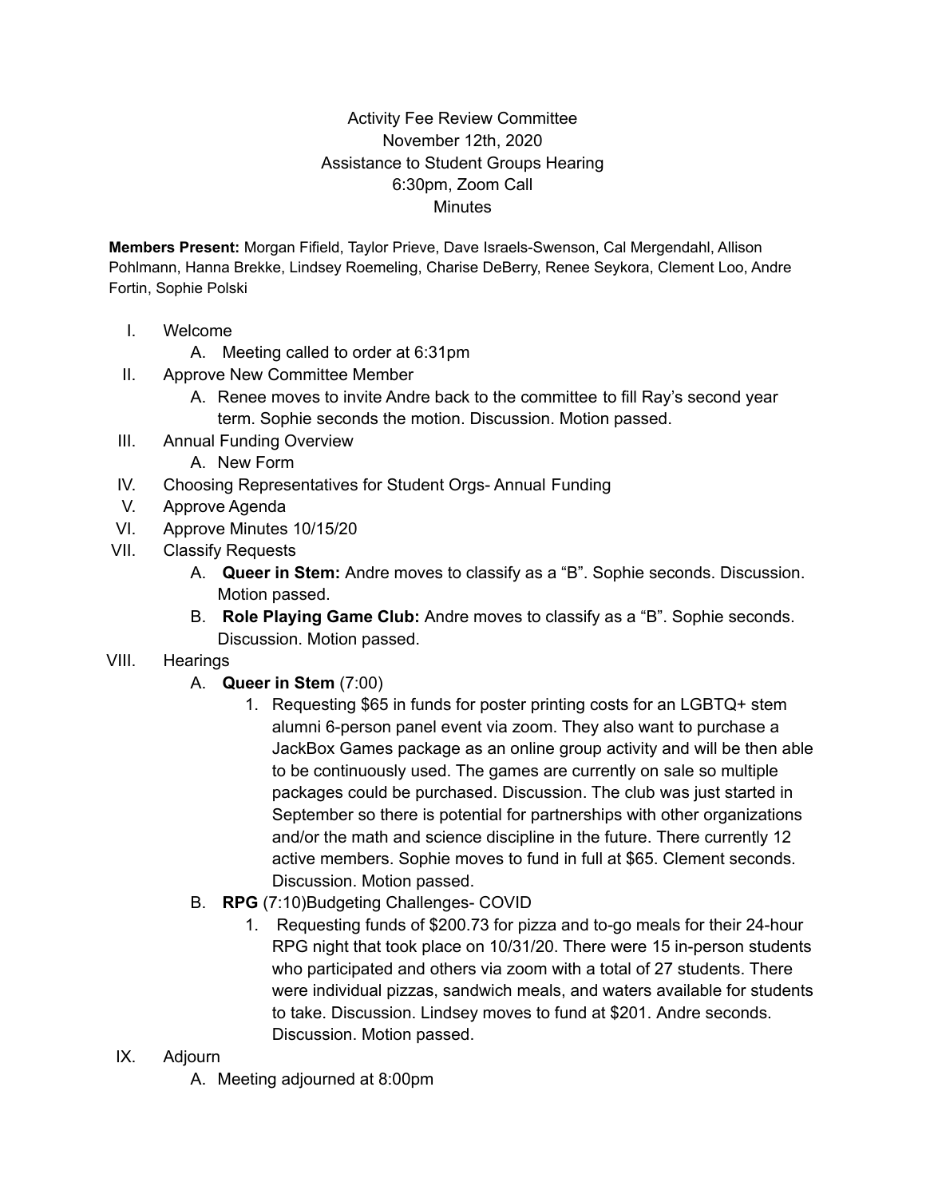Activity Fee Review Committee
November 12th, 2020
Assistance to Student Groups Hearing
6:30pm, Zoom Call
Minutes

**Members Present:** Morgan Fifield, Taylor Prieve, Dave Israels-Swenson, Cal Mergendahl, Allison Pohlmann, Hanna Brekke, Lindsey Roemeling, Charise DeBerry, Renee Seykora, Clement Loo, Andre Fortin, Sophie Polski

I. Welcome
   A. Meeting called to order at 6:31pm
II. Approve New Committee Member
   A. Renee moves to invite Andre back to the committee to fill Ray's second year term. Sophie seconds the motion. Discussion. Motion passed.
III. Annual Funding Overview
   A. New Form
IV. Choosing Representatives for Student Orgs- Annual Funding
V. Approve Agenda
VI. Approve Minutes 10/15/20
VII. Classify Requests
   A. **Queer in Stem:** Andre moves to classify as a "B". Sophie seconds. Discussion. Motion passed.
   B. **Role Playing Game Club:** Andre moves to classify as a "B". Sophie seconds. Discussion. Motion passed.
VIII. Hearings
   A. **Queer in Stem** (7:00)
      1. Requesting $65 in funds for poster printing costs for an LGBTQ+ stem alumni 6-person panel event via zoom. They also want to purchase a JackBox Games package as an online group activity and will be then able to be continuously used. The games are currently on sale so multiple packages could be purchased. Discussion. The club was just started in September so there is potential for partnerships with other organizations and/or the math and science discipline in the future. There currently 12 active members. Sophie moves to fund in full at $65. Clement seconds. Discussion. Motion passed.
   B. **RPG** (7:10)Budgeting Challenges- COVID
      1. Requesting funds of $200.73 for pizza and to-go meals for their 24-hour RPG night that took place on 10/31/20. There were 15 in-person students who participated and others via zoom with a total of 27 students. There were individual pizzas, sandwich meals, and waters available for students to take. Discussion. Lindsey moves to fund at $201. Andre seconds. Discussion. Motion passed.
IX. Adjourn
   A. Meeting adjourned at 8:00pm